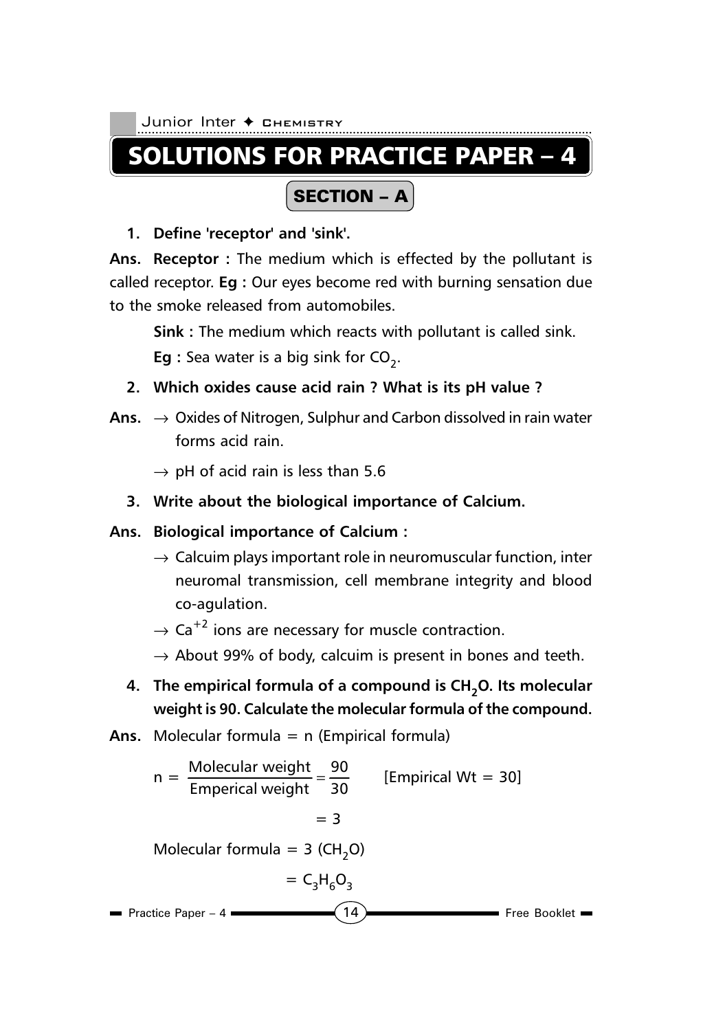# SOLUTIONS FOR PRACTICE PAPER – 4

## SECTION – A

**1. Define 'receptor' and 'sink'.**

**Ans. Receptor :** The medium which is effected by the pollutant is called receptor. **Eg :** Our eyes become red with burning sensation due to the smoke released from automobiles.

**Sink :** The medium which reacts with pollutant is called sink.

**Eg :** Sea water is a big sink for $CO_2$.

**2. Which oxides cause acid rain ? What is its pH value ?**

**Ans.** → Oxides of Nitrogen, Sulphur and Carbon dissolved in rain water forms acid rain.

→ pH of acid rain is less than 5.6

**3. Write about the biological importance of Calcium.**

**Ans. Biological importance of Calcium :**

→ Calcuim plays important role in neuromuscular function, inter neuromal transmission, cell membrane integrity and blood co-agulation.

→ $Ca^{+2}$ ions are necessary for muscle contraction.

→ About 99% of body, calcuim is present in bones and teeth.

**4. The empirical formula of a compound is $CH_2O$. Its molecular weight is 90. Calculate the molecular formula of the compound.**

**Ans.** Molecular formula = n (Empirical formula)

$$n = \frac{\text{Molecular weight}}{\text{Emperical weight}} = \frac{90}{30} \qquad [\text{Empirical Wt} = 30]$$

$$= 3$$

Molecular formula = 3 ($CH_2O$)

$= C_3H_6O_3$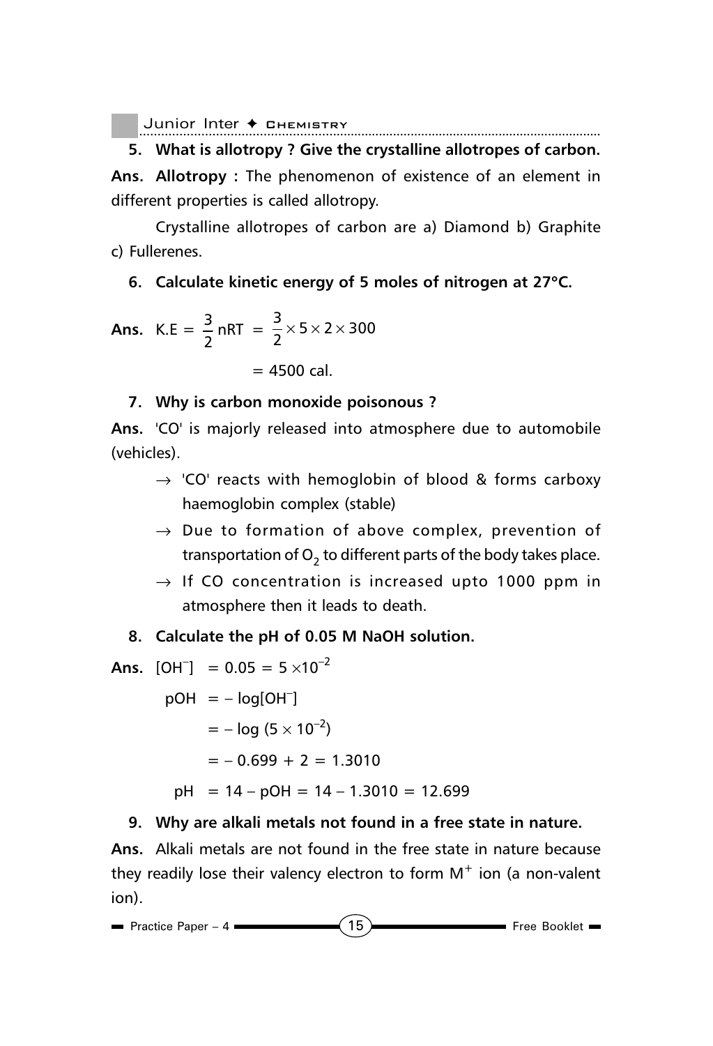**5. What is allotropy ? Give the crystalline allotropes of carbon.**

**Ans. Allotropy :** The phenomenon of existence of an element in different properties is called allotropy.

Crystalline allotropes of carbon are a) Diamond b) Graphite c) Fullerenes.

**6. Calculate kinetic energy of 5 moles of nitrogen at 27°C.**

**Ans.** $K.E = \frac{3}{2} nRT = \frac{3}{2} \times 5 \times 2 \times 300$

$= 4500$ cal.

**7. Why is carbon monoxide poisonous ?**

**Ans.** 'CO' is majorly released into atmosphere due to automobile (vehicles).

- → 'CO' reacts with hemoglobin of blood & forms carboxy haemoglobin complex (stable)
- → Due to formation of above complex, prevention of transportation of $O_2$ to different parts of the body takes place.
- → If CO concentration is increased upto 1000 ppm in atmosphere then it leads to death.

**8. Calculate the pH of 0.05 M NaOH solution.**

**Ans.** $[OH^-] = 0.05 = 5 \times 10^{-2}$

$pOH = -\log[OH^-]$

$= -\log(5 \times 10^{-2})$

$= -0.699 + 2 = 1.3010$

$pH = 14 - pOH = 14 - 1.3010 = 12.699$

**9. Why are alkali metals not found in a free state in nature.**

**Ans.** Alkali metals are not found in the free state in nature because they readily lose their valency electron to form $M^+$ ion (a non-valent ion).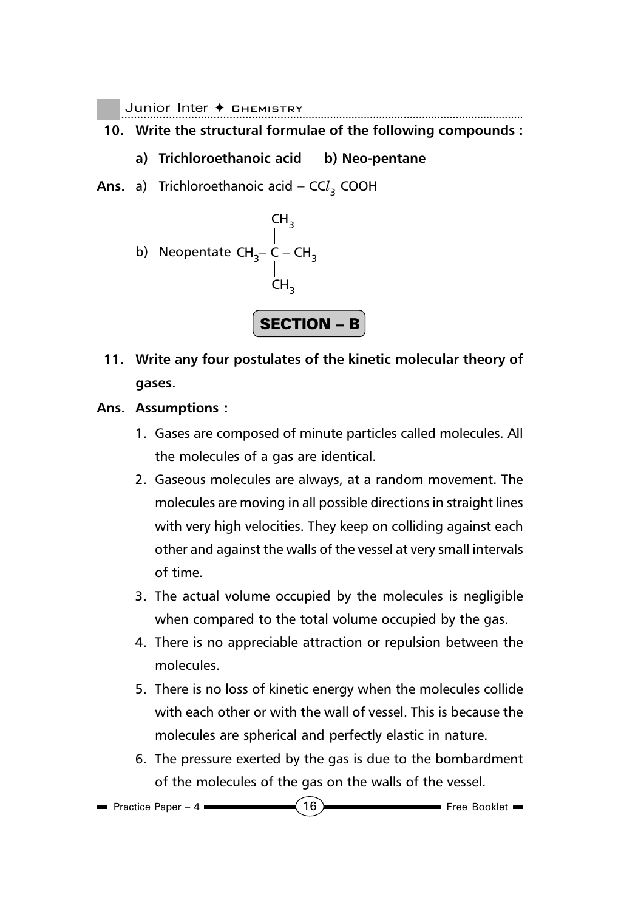**10. Write the structural formulae of the following compounds :**

**a) Trichloroethanoic acid b) Neo-pentane**

**Ans.** a) Trichloroethanoic acid – $CCl_3$ COOH

b) Neopentate

```
        CH3
        |
  CH3 – C – CH3
        |
        CH3
```

## SECTION – B

**11. Write any four postulates of the kinetic molecular theory of gases.**

**Ans. Assumptions :**

1. Gases are composed of minute particles called molecules. All the molecules of a gas are identical.
2. Gaseous molecules are always, at a random movement. The molecules are moving in all possible directions in straight lines with very high velocities. They keep on colliding against each other and against the walls of the vessel at very small intervals of time.
3. The actual volume occupied by the molecules is negligible when compared to the total volume occupied by the gas.
4. There is no appreciable attraction or repulsion between the molecules.
5. There is no loss of kinetic energy when the molecules collide with each other or with the wall of vessel. This is because the molecules are spherical and perfectly elastic in nature.
6. The pressure exerted by the gas is due to the bombardment of the molecules of the gas on the walls of the vessel.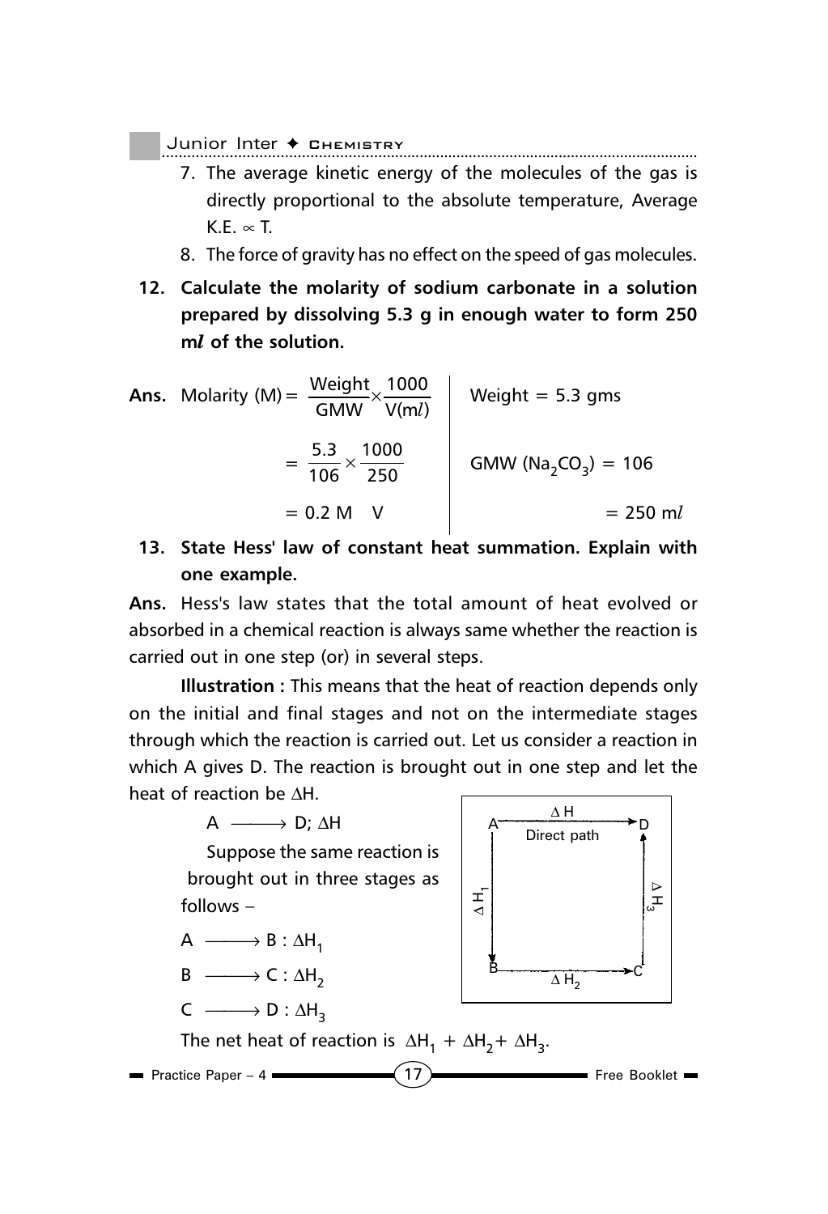7. The average kinetic energy of the molecules of the gas is directly proportional to the absolute temperature, Average K.E. $\propto$ T.
8. The force of gravity has no effect on the speed of gas molecules.

**12. Calculate the molarity of sodium carbonate in a solution prepared by dissolving 5.3 g in enough water to form 250 m$l$ of the solution.**

**Ans.**

$$\text{Molarity (M)} = \frac{\text{Weight}}{\text{GMW}} \times \frac{1000}{V(\text{m}l)}$$

$$= \frac{5.3}{106} \times \frac{1000}{250}$$

$$= 0.2 \text{ M}$$

Weight = 5.3 gms

GMW ($Na_2CO_3$) = 106

V = 250 m$l$

**13. State Hess' law of constant heat summation. Explain with one example.**

**Ans.** Hess's law states that the total amount of heat evolved or absorbed in a chemical reaction is always same whether the reaction is carried out in one step (or) in several steps.

**Illustration :** This means that the heat of reaction depends only on the initial and final stages and not on the intermediate stages through which the reaction is carried out. Let us consider a reaction in which A gives D. The reaction is brought out in one step and let the heat of reaction be $\Delta$H.

$A \longrightarrow D; \Delta H$

Suppose the same reaction is brought out in three stages as follows –

$A \longrightarrow B : \Delta H_1$

$B \longrightarrow C : \Delta H_2$

$C \longrightarrow D : \Delta H_3$

(Diagram: A → D, $\Delta$H, Direct path; A → B, $\Delta H_1$; B → C, $\Delta H_2$; C → D, $\Delta H_3$)

The net heat of reaction is $\Delta H_1 + \Delta H_2 + \Delta H_3$.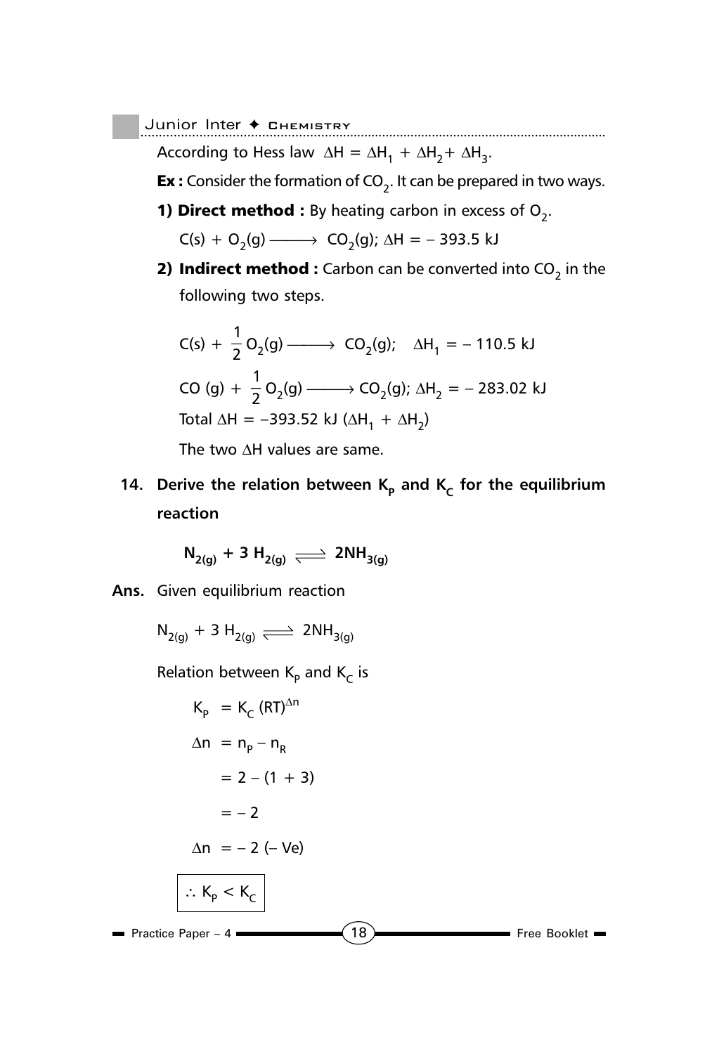According to Hess law $\Delta H = \Delta H_1 + \Delta H_2 + \Delta H_3$.

**Ex :** Consider the formation of $CO_2$. It can be prepared in two ways.

**1) Direct method :** By heating carbon in excess of $O_2$.

$C(s) + O_2(g) \longrightarrow CO_2(g); \Delta H = -393.5$ kJ

**2) Indirect method :** Carbon can be converted into $CO_2$ in the following two steps.

$C(s) + \frac{1}{2}O_2(g) \longrightarrow CO_2(g); \quad \Delta H_1 = -110.5$ kJ

$CO(g) + \frac{1}{2}O_2(g) \longrightarrow CO_2(g); \Delta H_2 = -283.02$ kJ

Total $\Delta H = -393.52$ kJ $(\Delta H_1 + \Delta H_2)$

The two $\Delta H$ values are same.

**14. Derive the relation between $K_P$ and $K_C$ for the equilibrium reaction**

$$N_{2(g)} + 3H_{2(g)} \rightleftharpoons 2NH_{3(g)}$$

**Ans.** Given equilibrium reaction

$$N_{2(g)} + 3H_{2(g)} \rightleftharpoons 2NH_{3(g)}$$

Relation between $K_P$ and $K_C$ is

$$K_P = K_C(RT)^{\Delta n}$$

$$\Delta n = n_P - n_R$$

$$= 2 - (1 + 3)$$

$$= -2$$

$$\Delta n = -2 \ (-\text{Ve})$$

$$\therefore K_P < K_C$$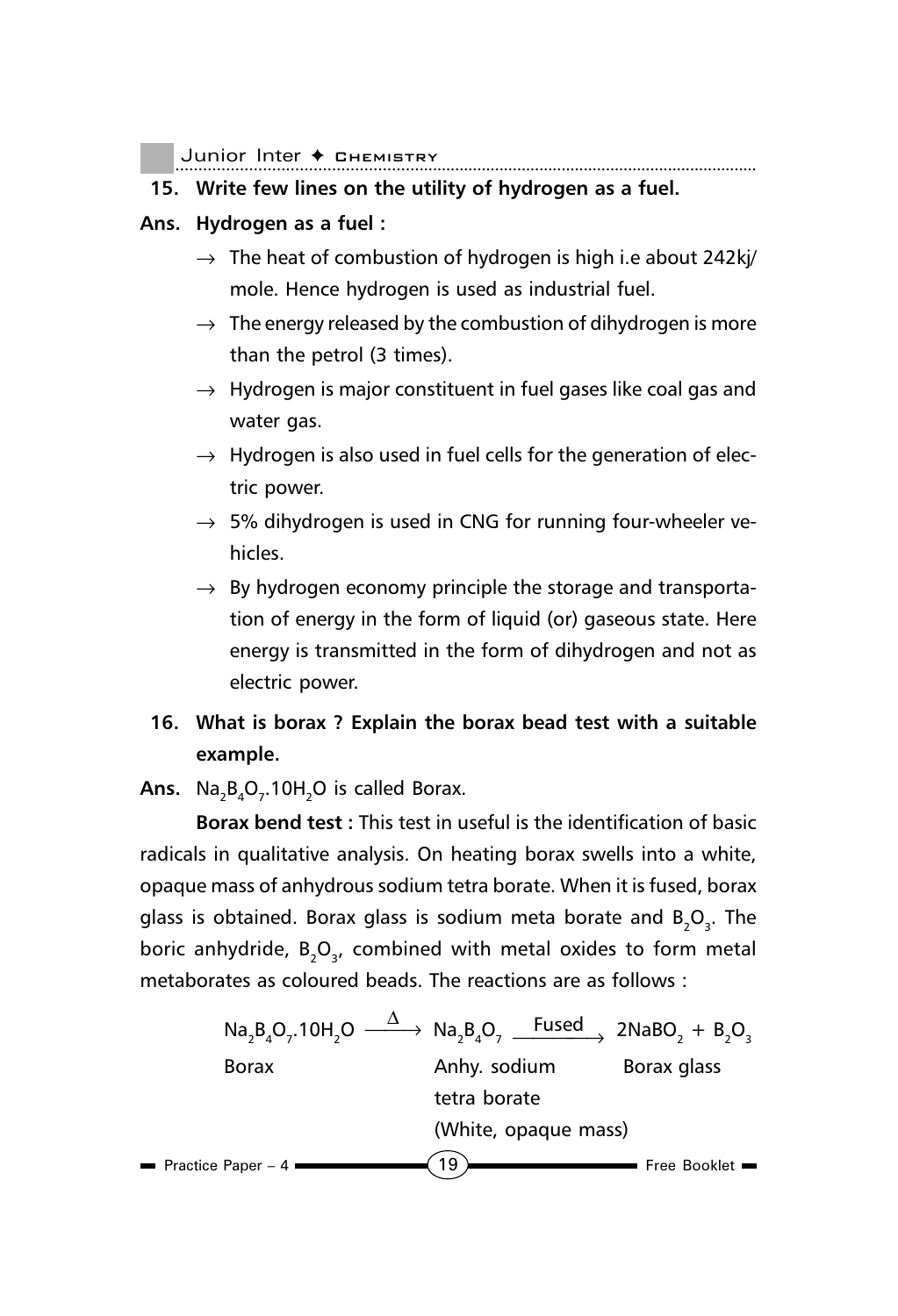**15. Write few lines on the utility of hydrogen as a fuel.**

**Ans. Hydrogen as a fuel :**

- → The heat of combustion of hydrogen is high i.e about 242kj/ mole. Hence hydrogen is used as industrial fuel.
- → The energy released by the combustion of dihydrogen is more than the petrol (3 times).
- → Hydrogen is major constituent in fuel gases like coal gas and water gas.
- → Hydrogen is also used in fuel cells for the generation of electric power.
- → 5% dihydrogen is used in CNG for running four-wheeler vehicles.
- → By hydrogen economy principle the storage and transportation of energy in the form of liquid (or) gaseous state. Here energy is transmitted in the form of dihydrogen and not as electric power.

**16. What is borax ? Explain the borax bead test with a suitable example.**

**Ans.** $Na_2B_4O_7.10H_2O$ is called Borax.

**Borax bend test :** This test in useful is the identification of basic radicals in qualitative analysis. On heating borax swells into a white, opaque mass of anhydrous sodium tetra borate. When it is fused, borax glass is obtained. Borax glass is sodium meta borate and $B_2O_3$. The boric anhydride, $B_2O_3$, combined with metal oxides to form metal metaborates as coloured beads. The reactions are as follows :

$$\underset{\text{Borax}}{Na_2B_4O_7.10H_2O} \xrightarrow{\Delta} \underset{\substack{\text{Anhy. sodium} \\ \text{tetra borate} \\ \text{(White, opaque mass)}}}{Na_2B_4O_7} \xrightarrow{\text{Fused}} \underset{\text{Borax glass}}{2NaBO_2 + B_2O_3}$$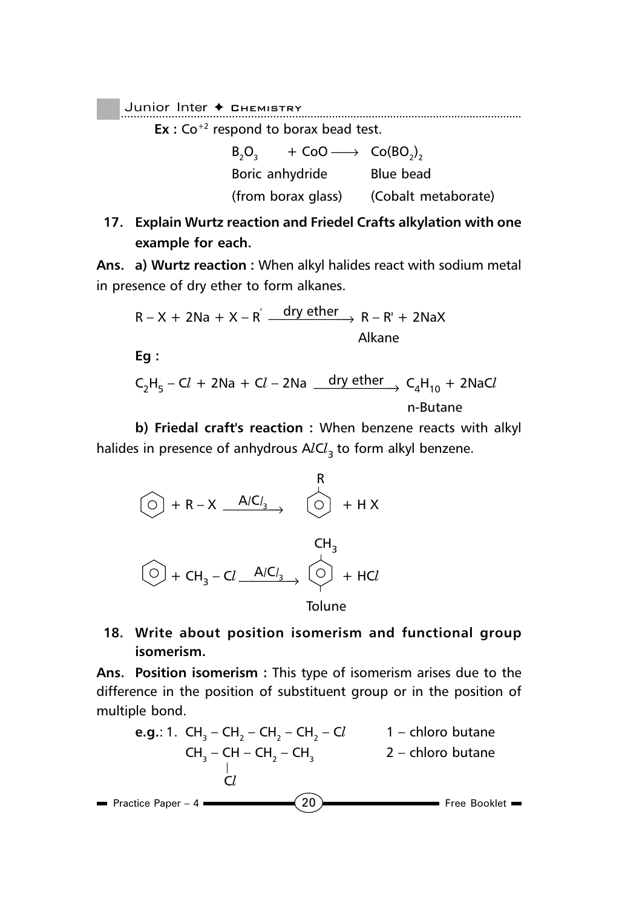**Ex :** $Co^{+2}$ respond to borax bead test.

$$\underset{\substack{\text{Boric anhydride} \\ \text{(from borax glass)}}}{B_2O_3} + CoO \longrightarrow \underset{\substack{\text{Blue bead} \\ \text{(Cobalt metaborate)}}}{Co(BO_2)_2}$$

**17. Explain Wurtz reaction and Friedel Crafts alkylation with one example for each.**

**Ans. a) Wurtz reaction :** When alkyl halides react with sodium metal in presence of dry ether to form alkanes.

$$R - X + 2Na + X - R' \xrightarrow{\text{dry ether}} \underset{\text{Alkane}}{R - R'} + 2NaX$$

**Eg :**

$$C_2H_5 - Cl + 2Na + Cl - 2Na \xrightarrow{\text{dry ether}} \underset{\text{n-Butane}}{C_4H_{10}} + 2NaCl$$

**b) Friedal craft's reaction :** When benzene reacts with alkyl halides in presence of anhydrous $AlCl_3$ to form alkyl benzene.

$$C_6H_6 + R - X \xrightarrow{AlCl_3} C_6H_5 - R + HX$$

$$C_6H_6 + CH_3 - Cl \xrightarrow{AlCl_3} \underset{\text{Tolune}}{C_6H_5 - CH_3} + HCl$$

**18. Write about position isomerism and functional group isomerism.**

**Ans. Position isomerism :** This type of isomerism arises due to the difference in the position of substituent group or in the position of multiple bond.

**e.g.**: 1. $CH_3 - CH_2 - CH_2 - CH_2 - Cl$ 1 – chloro butane

$CH_3 - CH(Cl) - CH_2 - CH_3$ 2 – chloro butane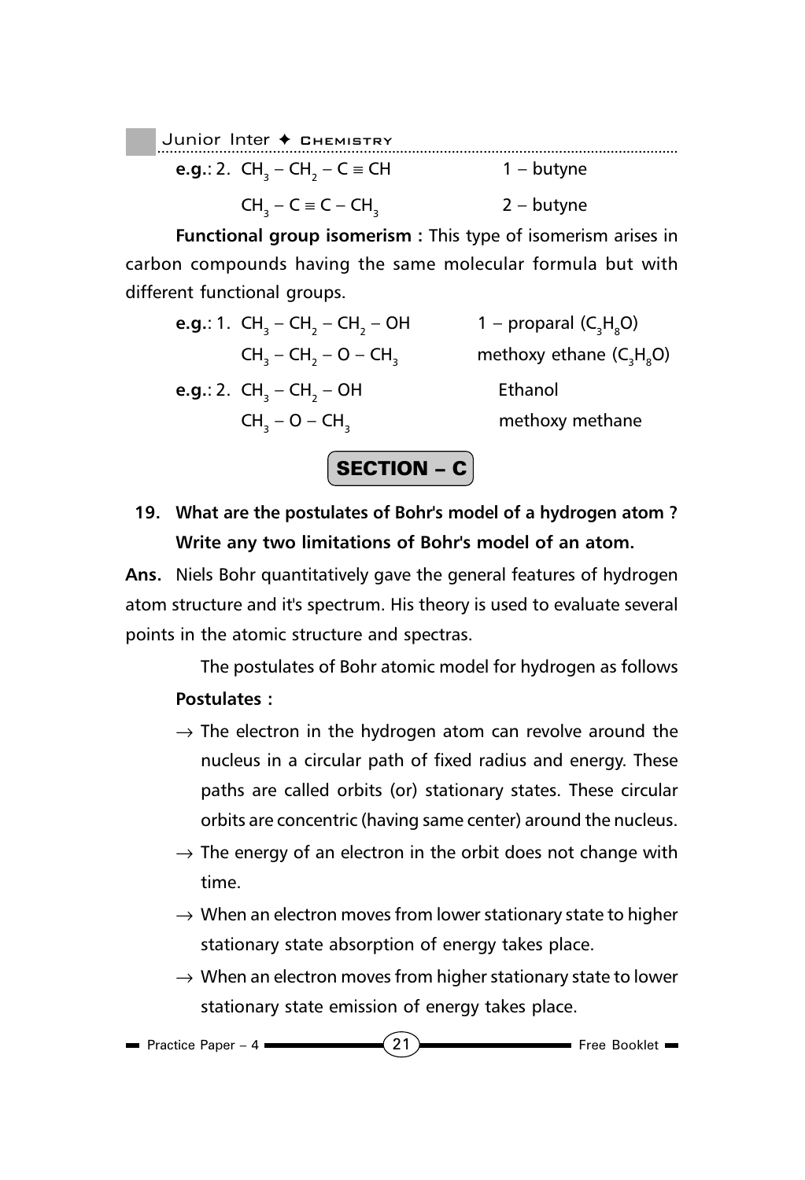**e.g.**: 2. $CH_3 - CH_2 - C \equiv CH$ 1 – butyne

$CH_3 - C \equiv C - CH_3$ 2 – butyne

**Functional group isomerism :** This type of isomerism arises in carbon compounds having the same molecular formula but with different functional groups.

**e.g.**: 1. $CH_3 - CH_2 - CH_2 - OH$ 1 – proparal ($C_3H_8O$)

$CH_3 - CH_2 - O - CH_3$ methoxy ethane ($C_3H_8O$)

**e.g.**: 2. $CH_3 - CH_2 - OH$ Ethanol

$CH_3 - O - CH_3$ methoxy methane

## SECTION – C

**19. What are the postulates of Bohr's model of a hydrogen atom ? Write any two limitations of Bohr's model of an atom.**

**Ans.** Niels Bohr quantitatively gave the general features of hydrogen atom structure and it's spectrum. His theory is used to evaluate several points in the atomic structure and spectras.

The postulates of Bohr atomic model for hydrogen as follows

**Postulates :**

→ The electron in the hydrogen atom can revolve around the nucleus in a circular path of fixed radius and energy. These paths are called orbits (or) stationary states. These circular orbits are concentric (having same center) around the nucleus.

→ The energy of an electron in the orbit does not change with time.

→ When an electron moves from lower stationary state to higher stationary state absorption of energy takes place.

→ When an electron moves from higher stationary state to lower stationary state emission of energy takes place.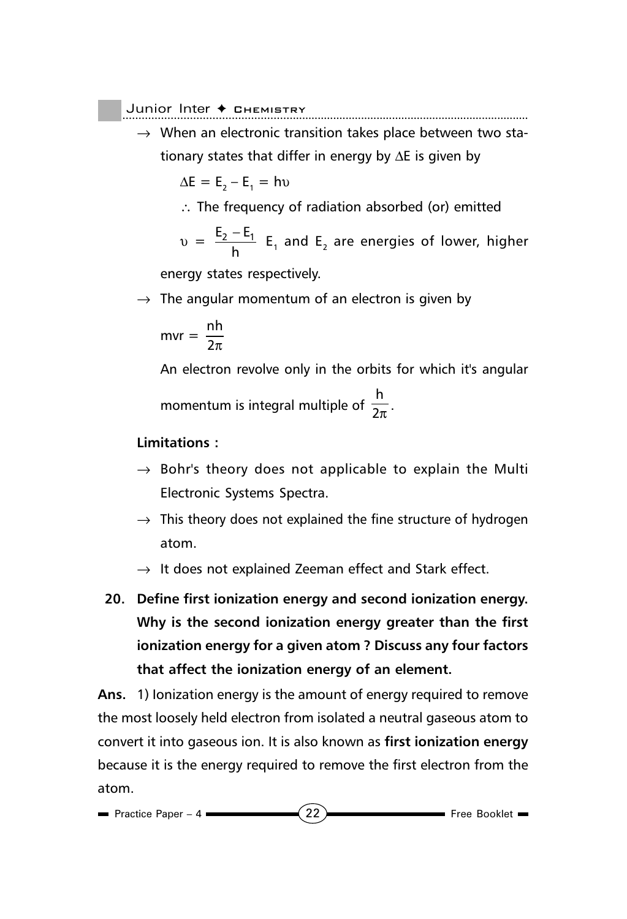→ When an electronic transition takes place between two stationary states that differ in energy by $\Delta E$ is given by

$$\Delta E = E_2 - E_1 = h\upsilon$$

∴ The frequency of radiation absorbed (or) emitted

$\upsilon = \frac{E_2 - E_1}{h}$ $E_1$ and $E_2$ are energies of lower, higher energy states respectively.

→ The angular momentum of an electron is given by

$$mvr = \frac{nh}{2\pi}$$

An electron revolve only in the orbits for which it's angular momentum is integral multiple of $\frac{h}{2\pi}$.

**Limitations :**

→ Bohr's theory does not applicable to explain the Multi Electronic Systems Spectra.

→ This theory does not explained the fine structure of hydrogen atom.

→ It does not explained Zeeman effect and Stark effect.

**20. Define first ionization energy and second ionization energy. Why is the second ionization energy greater than the first ionization energy for a given atom ? Discuss any four factors that affect the ionization energy of an element.**

**Ans.** 1) Ionization energy is the amount of energy required to remove the most loosely held electron from isolated a neutral gaseous atom to convert it into gaseous ion. It is also known as **first ionization energy** because it is the energy required to remove the first electron from the atom.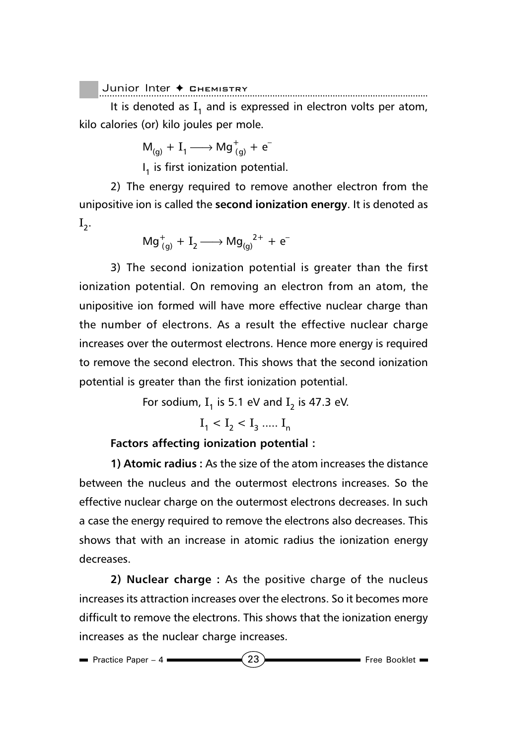It is denoted as $I_1$ and is expressed in electron volts per atom, kilo calories (or) kilo joules per mole.

$$M_{(g)} + I_1 \longrightarrow Mg^{+}_{(g)} + e^{-}$$

$I_1$ is first ionization potential.

2) The energy required to remove another electron from the unipositive ion is called the **second ionization energy**. It is denoted as $I_2$.

$$Mg^{+}_{(g)} + I_2 \longrightarrow Mg_{(g)}^{2+} + e^{-}$$

3) The second ionization potential is greater than the first ionization potential. On removing an electron from an atom, the unipositive ion formed will have more effective nuclear charge than the number of electrons. As a result the effective nuclear charge increases over the outermost electrons. Hence more energy is required to remove the second electron. This shows that the second ionization potential is greater than the first ionization potential.

For sodium, $I_1$ is 5.1 eV and $I_2$ is 47.3 eV.

$$I_1 < I_2 < I_3 \ldots\ldots I_n$$

**Factors affecting ionization potential :**

**1) Atomic radius :** As the size of the atom increases the distance between the nucleus and the outermost electrons increases. So the effective nuclear charge on the outermost electrons decreases. In such a case the energy required to remove the electrons also decreases. This shows that with an increase in atomic radius the ionization energy decreases.

**2) Nuclear charge :** As the positive charge of the nucleus increases its attraction increases over the electrons. So it becomes more difficult to remove the electrons. This shows that the ionization energy increases as the nuclear charge increases.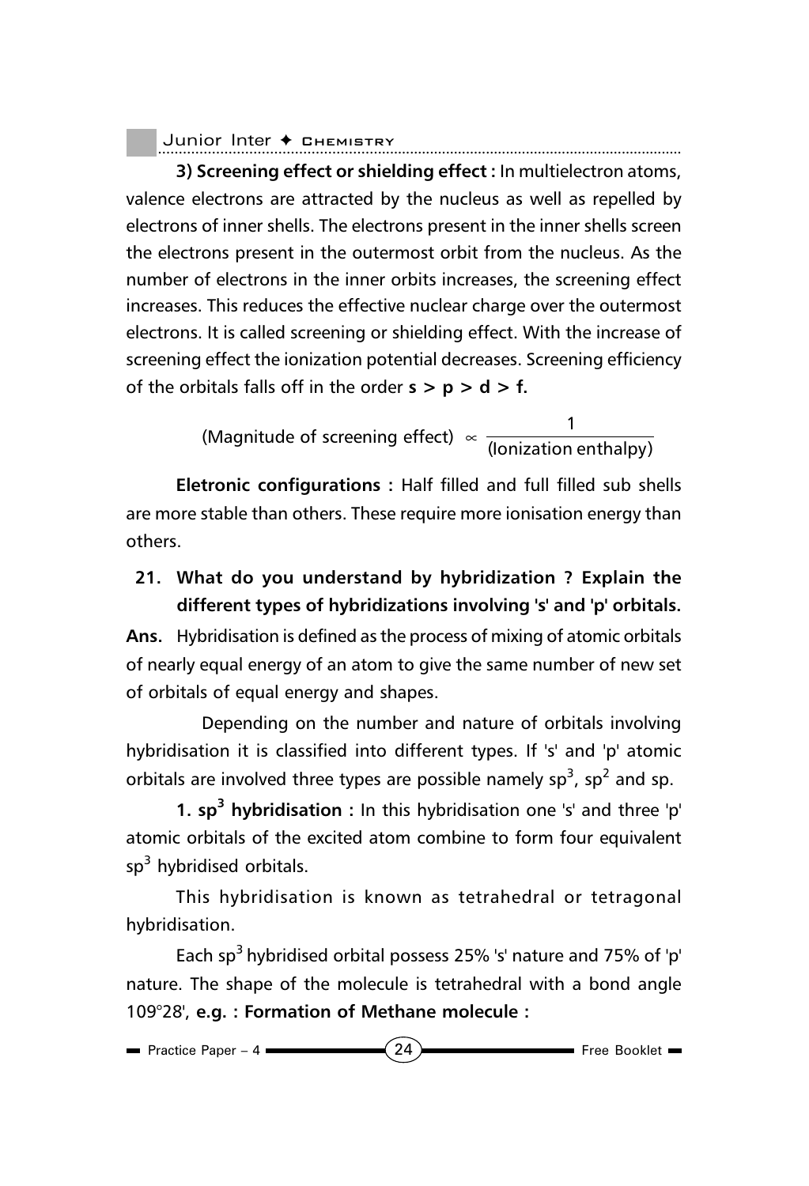**3) Screening effect or shielding effect :** In multielectron atoms, valence electrons are attracted by the nucleus as well as repelled by electrons of inner shells. The electrons present in the inner shells screen the electrons present in the outermost orbit from the nucleus. As the number of electrons in the inner orbits increases, the screening effect increases. This reduces the effective nuclear charge over the outermost electrons. It is called screening or shielding effect. With the increase of screening effect the ionization potential decreases. Screening efficiency of the orbitals falls off in the order **s > p > d > f.**

$$\text{(Magnitude of screening effect)} \propto \frac{1}{\text{(Ionization enthalpy)}}$$

**Eletronic configurations :** Half filled and full filled sub shells are more stable than others. These require more ionisation energy than others.

**21. What do you understand by hybridization ? Explain the different types of hybridizations involving 's' and 'p' orbitals.**

**Ans.** Hybridisation is defined as the process of mixing of atomic orbitals of nearly equal energy of an atom to give the same number of new set of orbitals of equal energy and shapes.

Depending on the number and nature of orbitals involving hybridisation it is classified into different types. If 's' and 'p' atomic orbitals are involved three types are possible namely $sp^3$, $sp^2$ and sp.

**1. $sp^3$ hybridisation :** In this hybridisation one 's' and three 'p' atomic orbitals of the excited atom combine to form four equivalent $sp^3$ hybridised orbitals.

This hybridisation is known as tetrahedral or tetragonal hybridisation.

Each $sp^3$ hybridised orbital possess 25% 's' nature and 75% of 'p' nature. The shape of the molecule is tetrahedral with a bond angle 109°28', **e.g. : Formation of Methane molecule :**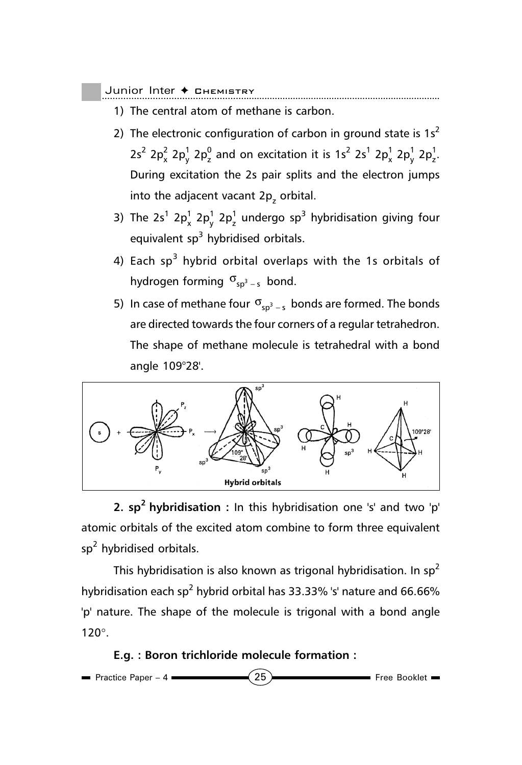1) The central atom of methane is carbon.

2) The electronic configuration of carbon in ground state is $1s^2$ $2s^2$ $2p_x^2$ $2p_y^1$ $2p_z^0$ and on excitation it is $1s^2$ $2s^1$ $2p_x^1$ $2p_y^1$ $2p_z^1$. During excitation the 2s pair splits and the electron jumps into the adjacent vacant $2p_z$ orbital.

3) The $2s^1$ $2p_x^1$ $2p_y^1$ $2p_z^1$ undergo $sp^3$ hybridisation giving four equivalent $sp^3$ hybridised orbitals.

4) Each $sp^3$ hybrid orbital overlaps with the 1s orbitals of hydrogen forming $\sigma_{sp^3-s}$ bond.

5) In case of methane four $\sigma_{sp^3-s}$ bonds are formed. The bonds are directed towards the four corners of a regular tetrahedron. The shape of methane molecule is tetrahedral with a bond angle 109°28'.

Hybrid orbitals

**2. $sp^2$ hybridisation :** In this hybridisation one 's' and two 'p' atomic orbitals of the excited atom combine to form three equivalent $sp^2$ hybridised orbitals.

This hybridisation is also known as trigonal hybridisation. In $sp^2$ hybridisation each $sp^2$ hybrid orbital has 33.33% 's' nature and 66.66% 'p' nature. The shape of the molecule is trigonal with a bond angle 120°.

**E.g. : Boron trichloride molecule formation :**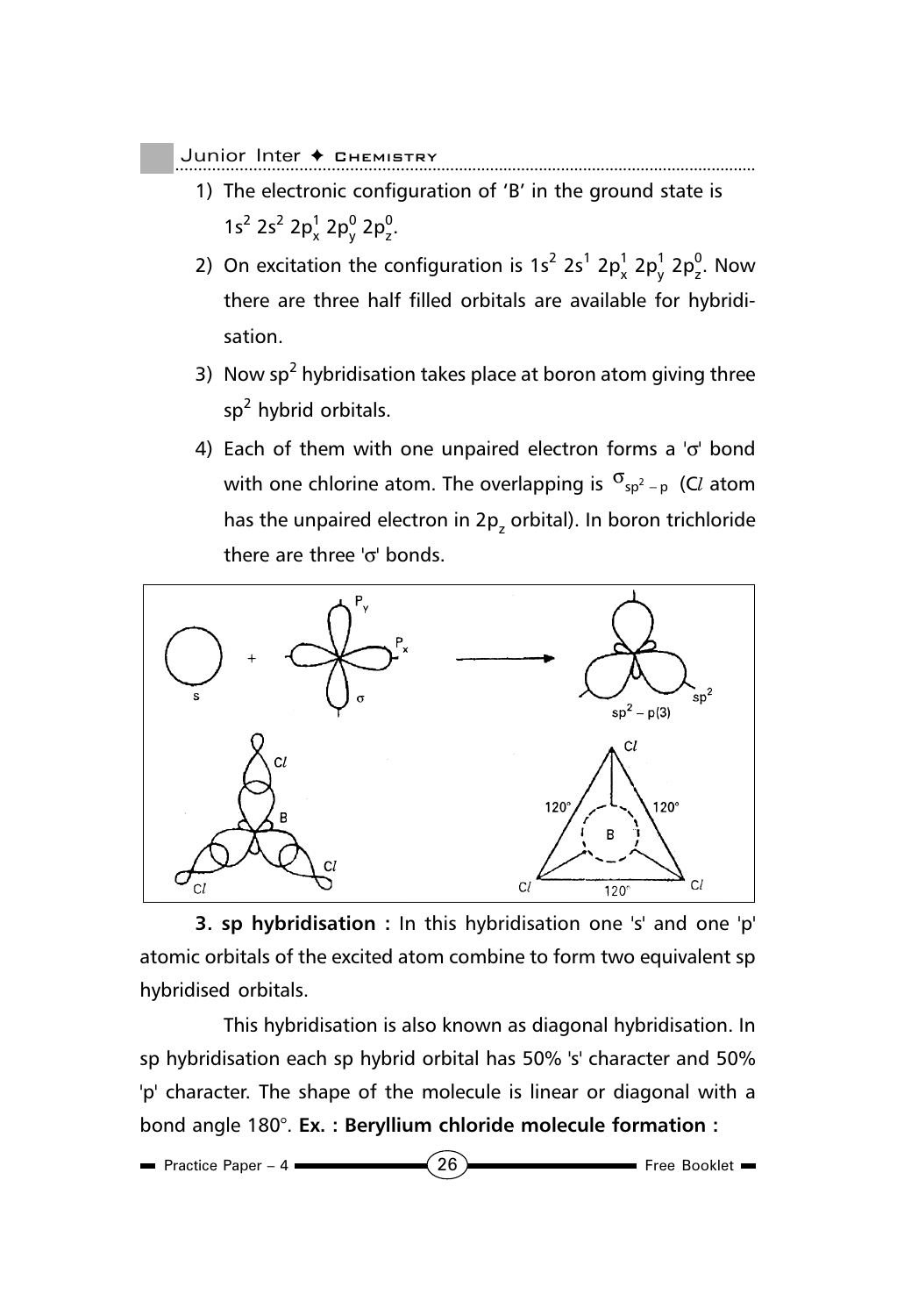1) The electronic configuration of 'B' in the ground state is $1s^2\ 2s^2\ 2p_x^1\ 2p_y^0\ 2p_z^0$.

2) On excitation the configuration is $1s^2\ 2s^1\ 2p_x^1\ 2p_y^1\ 2p_z^0$. Now there are three half filled orbitals are available for hybridisation.

3) Now $sp^2$ hybridisation takes place at boron atom giving three $sp^2$ hybrid orbitals.

4) Each of them with one unpaired electron forms a 'σ' bond with one chlorine atom. The overlapping is $\sigma_{sp^2-p}$ (C*l* atom has the unpaired electron in $2p_z$ orbital). In boron trichloride there are three 'σ' bonds.

**3. sp hybridisation :** In this hybridisation one 's' and one 'p' atomic orbitals of the excited atom combine to form two equivalent sp hybridised orbitals.

This hybridisation is also known as diagonal hybridisation. In sp hybridisation each sp hybrid orbital has 50% 's' character and 50% 'p' character. The shape of the molecule is linear or diagonal with a bond angle 180°. **Ex. : Beryllium chloride molecule formation :**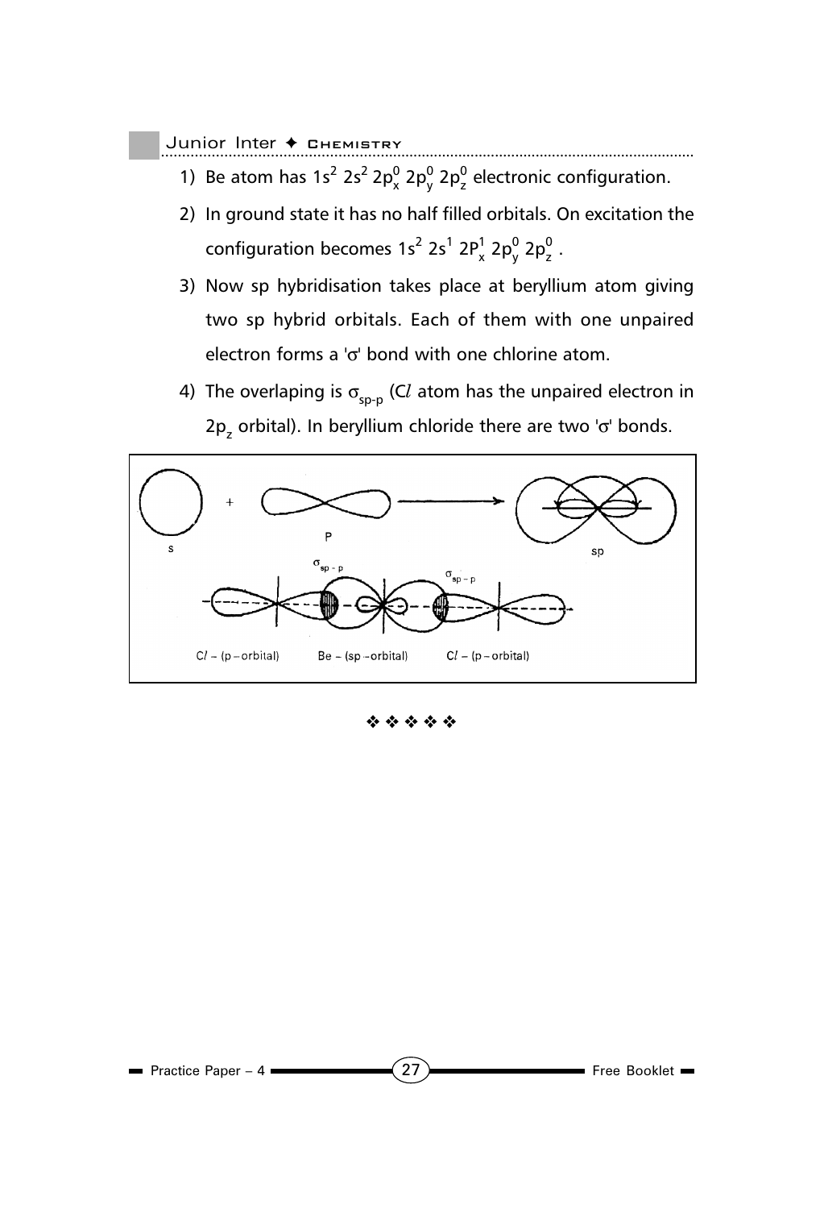1) Be atom has $1s^2\ 2s^2\ 2p_x^0\ 2p_y^0\ 2p_z^0$ electronic configuration.

2) In ground state it has no half filled orbitals. On excitation the configuration becomes $1s^2\ 2s^1\ 2P_x^1\ 2p_y^0\ 2p_z^0$ .

3) Now sp hybridisation takes place at beryllium atom giving two sp hybrid orbitals. Each of them with one unpaired electron forms a 'σ' bond with one chlorine atom.

4) The overlaping is $\sigma_{sp\text{-}p}$ (C*l* atom has the unpaired electron in $2p_z$ orbital). In beryllium chloride there are two 'σ' bonds.

s

+

P

sp

$\sigma_{sp-p}$

$\sigma_{sp-p}$

C*l* – (p – orbital)

Be – (sp – orbital)

C*l* – (p – orbital)

❖ ❖ ❖ ❖ ❖